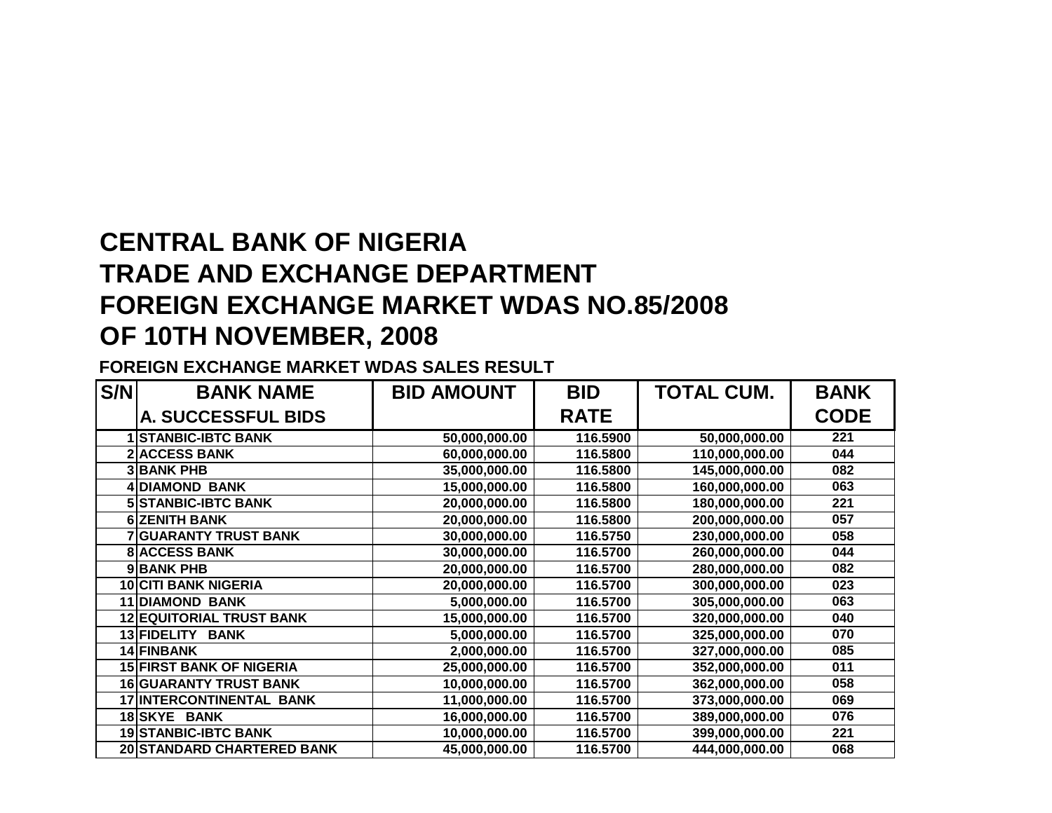# CENTRAL BANK OF NIGERIA
# TRADE AND EXCHANGE DEPARTMENT
# FOREIGN EXCHANGE MARKET WDAS NO.85/2008
# OF 10TH NOVEMBER, 2008

**FOREIGN EXCHANGE MARKET WDAS SALES RESULT**

| S/N | BANK NAME | BID AMOUNT | BID RATE | TOTAL CUM. | BANK CODE |
|---|---|---|---|---|---|
| | **A. SUCCESSFUL BIDS** | | | | |
| 1 | STANBIC-IBTC BANK | 50,000,000.00 | 116.5900 | 50,000,000.00 | 221 |
| 2 | ACCESS BANK | 60,000,000.00 | 116.5800 | 110,000,000.00 | 044 |
| 3 | BANK PHB | 35,000,000.00 | 116.5800 | 145,000,000.00 | 082 |
| 4 | DIAMOND BANK | 15,000,000.00 | 116.5800 | 160,000,000.00 | 063 |
| 5 | STANBIC-IBTC BANK | 20,000,000.00 | 116.5800 | 180,000,000.00 | 221 |
| 6 | ZENITH BANK | 20,000,000.00 | 116.5800 | 200,000,000.00 | 057 |
| 7 | GUARANTY TRUST BANK | 30,000,000.00 | 116.5750 | 230,000,000.00 | 058 |
| 8 | ACCESS BANK | 30,000,000.00 | 116.5700 | 260,000,000.00 | 044 |
| 9 | BANK PHB | 20,000,000.00 | 116.5700 | 280,000,000.00 | 082 |
| 10 | CITI BANK NIGERIA | 20,000,000.00 | 116.5700 | 300,000,000.00 | 023 |
| 11 | DIAMOND BANK | 5,000,000.00 | 116.5700 | 305,000,000.00 | 063 |
| 12 | EQUITORIAL TRUST BANK | 15,000,000.00 | 116.5700 | 320,000,000.00 | 040 |
| 13 | FIDELITY BANK | 5,000,000.00 | 116.5700 | 325,000,000.00 | 070 |
| 14 | FINBANK | 2,000,000.00 | 116.5700 | 327,000,000.00 | 085 |
| 15 | FIRST BANK OF NIGERIA | 25,000,000.00 | 116.5700 | 352,000,000.00 | 011 |
| 16 | GUARANTY TRUST BANK | 10,000,000.00 | 116.5700 | 362,000,000.00 | 058 |
| 17 | INTERCONTINENTAL BANK | 11,000,000.00 | 116.5700 | 373,000,000.00 | 069 |
| 18 | SKYE BANK | 16,000,000.00 | 116.5700 | 389,000,000.00 | 076 |
| 19 | STANBIC-IBTC BANK | 10,000,000.00 | 116.5700 | 399,000,000.00 | 221 |
| 20 | STANDARD CHARTERED BANK | 45,000,000.00 | 116.5700 | 444,000,000.00 | 068 |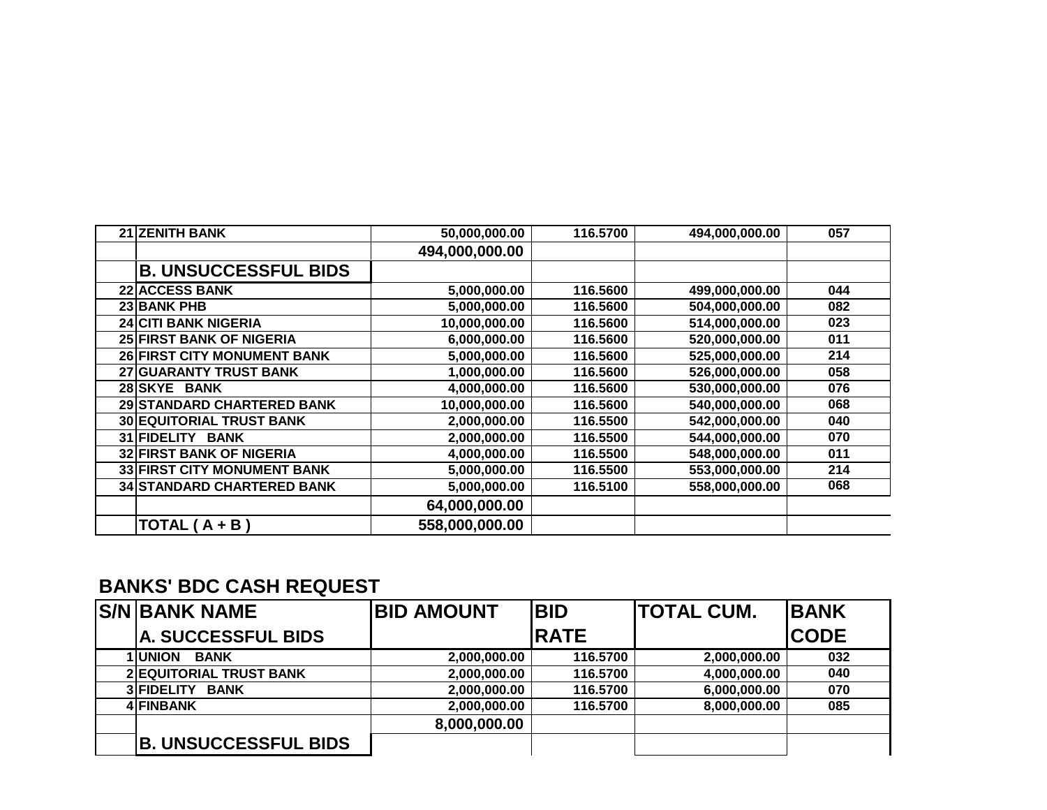| | | | | | |
|---|---|---|---|---|---|
| 21 | ZENITH BANK | 50,000,000.00 | 116.5700 | 494,000,000.00 | 057 |
| | | 494,000,000.00 | | | |
| | **B. UNSUCCESSFUL BIDS** | | | | |
| 22 | ACCESS BANK | 5,000,000.00 | 116.5600 | 499,000,000.00 | 044 |
| 23 | BANK PHB | 5,000,000.00 | 116.5600 | 504,000,000.00 | 082 |
| 24 | CITI BANK NIGERIA | 10,000,000.00 | 116.5600 | 514,000,000.00 | 023 |
| 25 | FIRST BANK OF NIGERIA | 6,000,000.00 | 116.5600 | 520,000,000.00 | 011 |
| 26 | FIRST CITY MONUMENT BANK | 5,000,000.00 | 116.5600 | 525,000,000.00 | 214 |
| 27 | GUARANTY TRUST BANK | 1,000,000.00 | 116.5600 | 526,000,000.00 | 058 |
| 28 | SKYE BANK | 4,000,000.00 | 116.5600 | 530,000,000.00 | 076 |
| 29 | STANDARD CHARTERED BANK | 10,000,000.00 | 116.5600 | 540,000,000.00 | 068 |
| 30 | EQUITORIAL TRUST BANK | 2,000,000.00 | 116.5500 | 542,000,000.00 | 040 |
| 31 | FIDELITY BANK | 2,000,000.00 | 116.5500 | 544,000,000.00 | 070 |
| 32 | FIRST BANK OF NIGERIA | 4,000,000.00 | 116.5500 | 548,000,000.00 | 011 |
| 33 | FIRST CITY MONUMENT BANK | 5,000,000.00 | 116.5500 | 553,000,000.00 | 214 |
| 34 | STANDARD CHARTERED BANK | 5,000,000.00 | 116.5100 | 558,000,000.00 | 068 |
| | | 64,000,000.00 | | | |
| | **TOTAL ( A + B )** | 558,000,000.00 | | | |

## BANKS' BDC CASH REQUEST

| S/N | BANK NAME | BID AMOUNT | BID | TOTAL CUM. | BANK |
|---|---|---|---|---|---|
| | **A. SUCCESSFUL BIDS** | | RATE | | CODE |
| 1 | UNION BANK | 2,000,000.00 | 116.5700 | 2,000,000.00 | 032 |
| 2 | EQUITORIAL TRUST BANK | 2,000,000.00 | 116.5700 | 4,000,000.00 | 040 |
| 3 | FIDELITY BANK | 2,000,000.00 | 116.5700 | 6,000,000.00 | 070 |
| 4 | FINBANK | 2,000,000.00 | 116.5700 | 8,000,000.00 | 085 |
| | | 8,000,000.00 | | | |
| | **B. UNSUCCESSFUL BIDS** | | | | |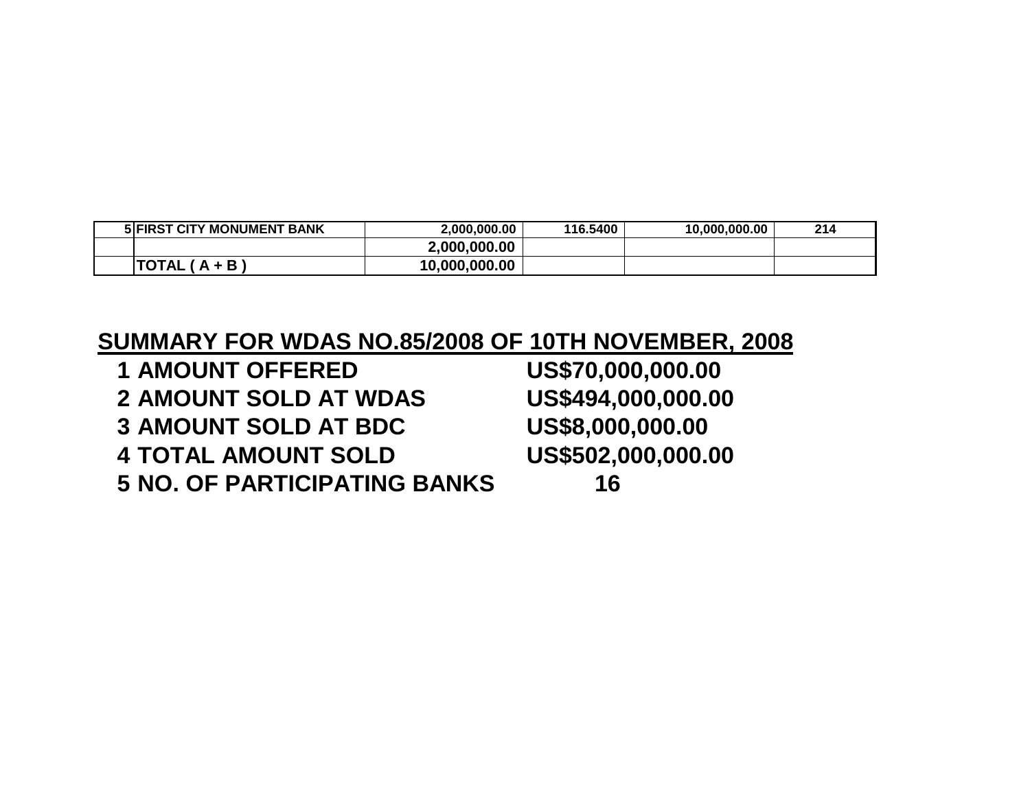| | | | | | |
|---|---|---|---|---|---|
| 5 | FIRST CITY MONUMENT BANK | 2,000,000.00 | 116.5400 | 10,000,000.00 | 214 |
| | | 2,000,000.00 | | | |
| | TOTAL ( A + B ) | 10,000,000.00 | | | |

## SUMMARY FOR WDAS NO.85/2008 OF 10TH NOVEMBER, 2008

1. AMOUNT OFFERED — US$70,000,000.00
2. AMOUNT SOLD AT WDAS — US$494,000,000.00
3. AMOUNT SOLD AT BDC — US$8,000,000.00
4. TOTAL AMOUNT SOLD — US$502,000,000.00
5. NO. OF PARTICIPATING BANKS — 16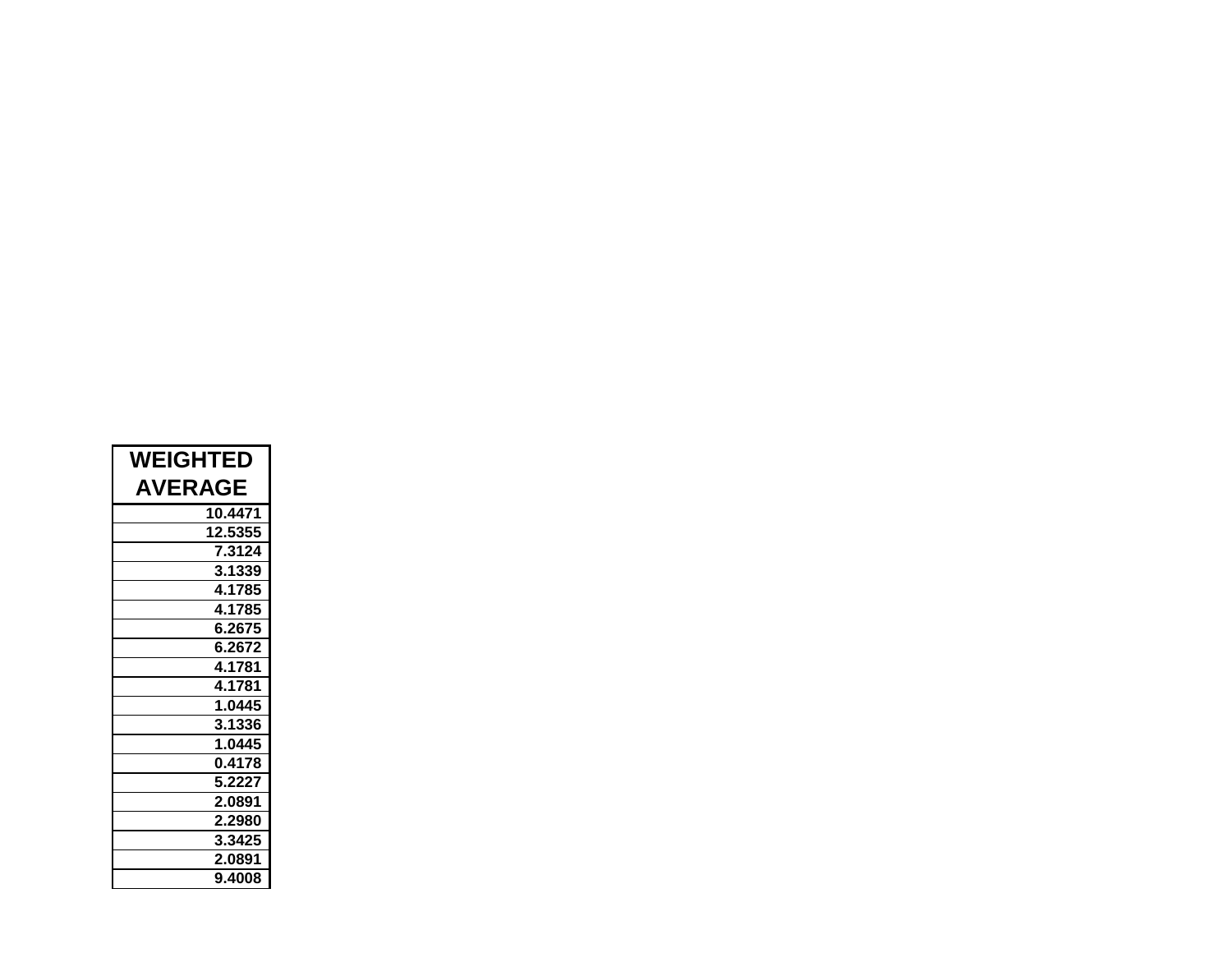| WEIGHTED AVERAGE |
| ---: |
| 10.4471 |
| 12.5355 |
| 7.3124 |
| 3.1339 |
| 4.1785 |
| 4.1785 |
| 6.2675 |
| 6.2672 |
| 4.1781 |
| 4.1781 |
| 1.0445 |
| 3.1336 |
| 1.0445 |
| 0.4178 |
| 5.2227 |
| 2.0891 |
| 2.2980 |
| 3.3425 |
| 2.0891 |
| 9.4008 |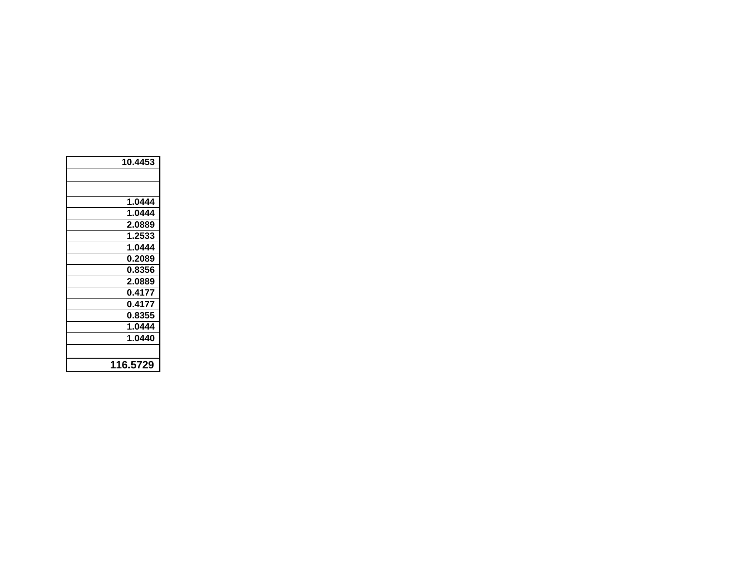| |
|---|
| 10.4453 |
| |
| |
| 1.0444 |
| 1.0444 |
| 2.0889 |
| 1.2533 |
| 1.0444 |
| 0.2089 |
| 0.8356 |
| 2.0889 |
| 0.4177 |
| 0.4177 |
| 0.8355 |
| 1.0444 |
| 1.0440 |
| |
| 116.5729 |